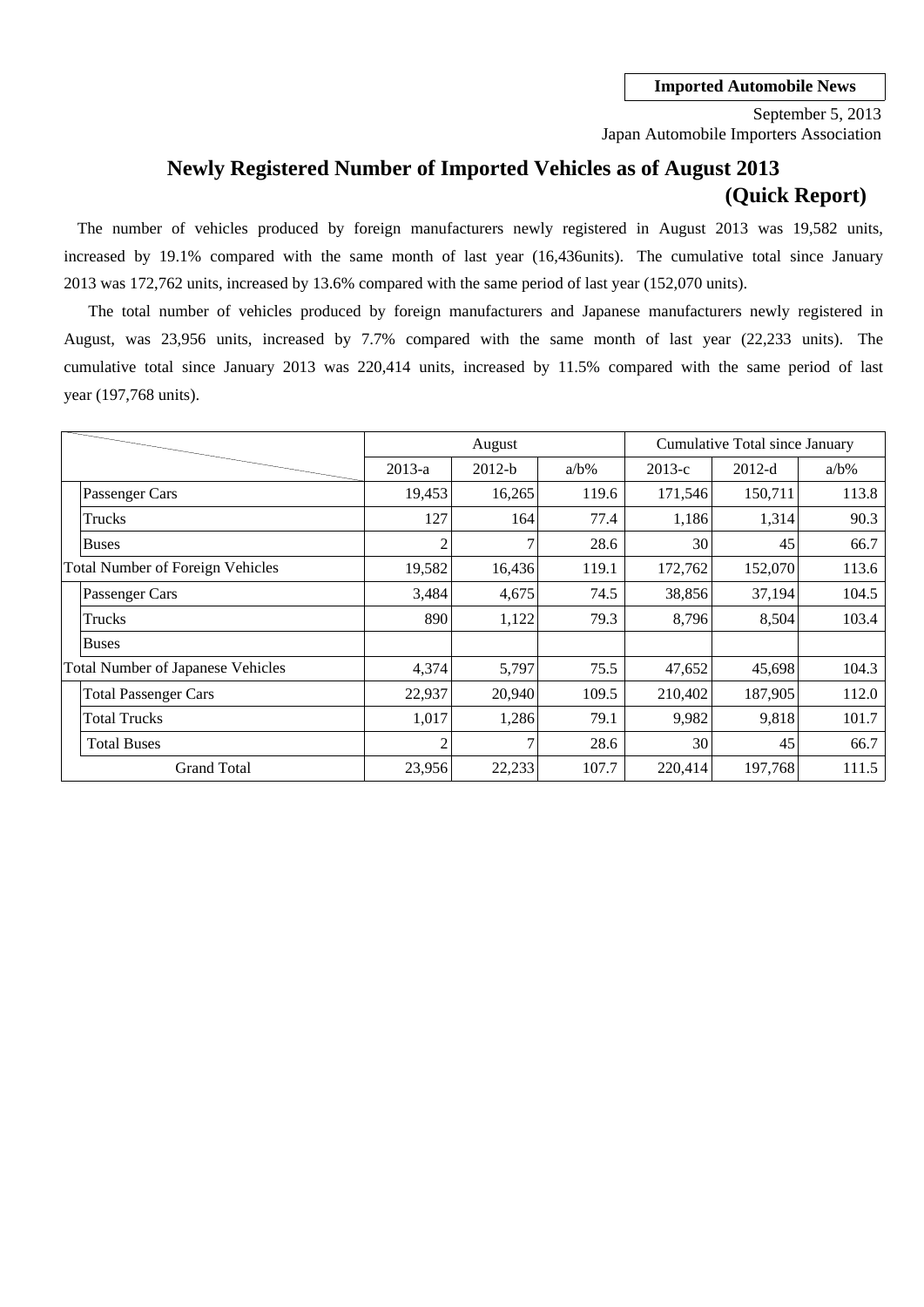**Imported Automobile News**

September 5, 2013
Japan Automobile Importers Association

# Newly Registered Number of Imported Vehicles as of August 2013 (Quick Report)

The number of vehicles produced by foreign manufacturers newly registered in August 2013 was 19,582 units, increased by 19.1% compared with the same month of last year (16,436units). The cumulative total since January 2013 was 172,762 units, increased by 13.6% compared with the same period of last year (152,070 units).

The total number of vehicles produced by foreign manufacturers and Japanese manufacturers newly registered in August, was 23,956 units, increased by 7.7% compared with the same month of last year (22,233 units). The cumulative total since January 2013 was 220,414 units, increased by 11.5% compared with the same period of last year (197,768 units).

| | August | | | Cumulative Total since January | | |
|---|---|---|---|---|---|---|
| | 2013-a | 2012-b | a/b% | 2013-c | 2012-d | a/b% |
| Passenger Cars | 19,453 | 16,265 | 119.6 | 171,546 | 150,711 | 113.8 |
| Trucks | 127 | 164 | 77.4 | 1,186 | 1,314 | 90.3 |
| Buses | 2 | 7 | 28.6 | 30 | 45 | 66.7 |
| Total Number of Foreign Vehicles | 19,582 | 16,436 | 119.1 | 172,762 | 152,070 | 113.6 |
| Passenger Cars | 3,484 | 4,675 | 74.5 | 38,856 | 37,194 | 104.5 |
| Trucks | 890 | 1,122 | 79.3 | 8,796 | 8,504 | 103.4 |
| Buses | | | | | | |
| Total Number of Japanese Vehicles | 4,374 | 5,797 | 75.5 | 47,652 | 45,698 | 104.3 |
| Total Passenger Cars | 22,937 | 20,940 | 109.5 | 210,402 | 187,905 | 112.0 |
| Total Trucks | 1,017 | 1,286 | 79.1 | 9,982 | 9,818 | 101.7 |
| Total Buses | 2 | 7 | 28.6 | 30 | 45 | 66.7 |
| Grand Total | 23,956 | 22,233 | 107.7 | 220,414 | 197,768 | 111.5 |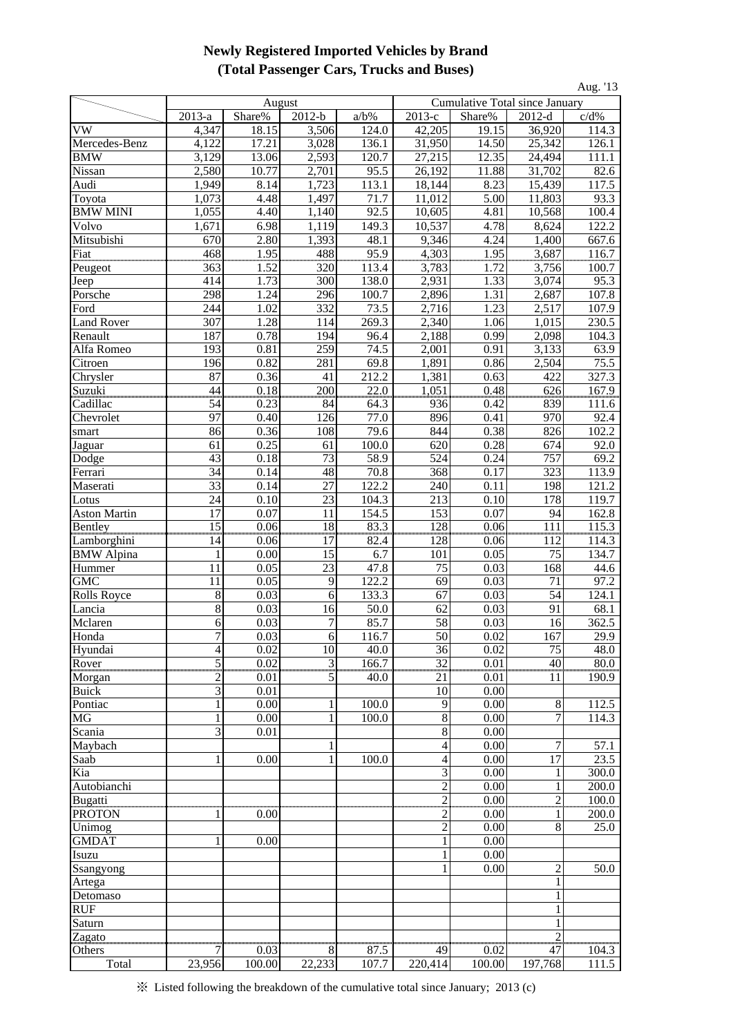# Newly Registered Imported Vehicles by Brand
## (Total Passenger Cars, Trucks and Buses)

Aug. '13

| | August | | | | Cumulative Total since January | | | |
|---|---|---|---|---|---|---|---|---|
| | 2013-a | Share% | 2012-b | a/b% | 2013-c | Share% | 2012-d | c/d% |
| VW | 4,347 | 18.15 | 3,506 | 124.0 | 42,205 | 19.15 | 36,920 | 114.3 |
| Mercedes-Benz | 4,122 | 17.21 | 3,028 | 136.1 | 31,950 | 14.50 | 25,342 | 126.1 |
| BMW | 3,129 | 13.06 | 2,593 | 120.7 | 27,215 | 12.35 | 24,494 | 111.1 |
| Nissan | 2,580 | 10.77 | 2,701 | 95.5 | 26,192 | 11.88 | 31,702 | 82.6 |
| Audi | 1,949 | 8.14 | 1,723 | 113.1 | 18,144 | 8.23 | 15,439 | 117.5 |
| Toyota | 1,073 | 4.48 | 1,497 | 71.7 | 11,012 | 5.00 | 11,803 | 93.3 |
| BMW MINI | 1,055 | 4.40 | 1,140 | 92.5 | 10,605 | 4.81 | 10,568 | 100.4 |
| Volvo | 1,671 | 6.98 | 1,119 | 149.3 | 10,537 | 4.78 | 8,624 | 122.2 |
| Mitsubishi | 670 | 2.80 | 1,393 | 48.1 | 9,346 | 4.24 | 1,400 | 667.6 |
| Fiat | 468 | 1.95 | 488 | 95.9 | 4,303 | 1.95 | 3,687 | 116.7 |
| Peugeot | 363 | 1.52 | 320 | 113.4 | 3,783 | 1.72 | 3,756 | 100.7 |
| Jeep | 414 | 1.73 | 300 | 138.0 | 2,931 | 1.33 | 3,074 | 95.3 |
| Porsche | 298 | 1.24 | 296 | 100.7 | 2,896 | 1.31 | 2,687 | 107.8 |
| Ford | 244 | 1.02 | 332 | 73.5 | 2,716 | 1.23 | 2,517 | 107.9 |
| Land Rover | 307 | 1.28 | 114 | 269.3 | 2,340 | 1.06 | 1,015 | 230.5 |
| Renault | 187 | 0.78 | 194 | 96.4 | 2,188 | 0.99 | 2,098 | 104.3 |
| Alfa Romeo | 193 | 0.81 | 259 | 74.5 | 2,001 | 0.91 | 3,133 | 63.9 |
| Citroen | 196 | 0.82 | 281 | 69.8 | 1,891 | 0.86 | 2,504 | 75.5 |
| Chrysler | 87 | 0.36 | 41 | 212.2 | 1,381 | 0.63 | 422 | 327.3 |
| Suzuki | 44 | 0.18 | 200 | 22.0 | 1,051 | 0.48 | 626 | 167.9 |
| Cadillac | 54 | 0.23 | 84 | 64.3 | 936 | 0.42 | 839 | 111.6 |
| Chevrolet | 97 | 0.40 | 126 | 77.0 | 896 | 0.41 | 970 | 92.4 |
| smart | 86 | 0.36 | 108 | 79.6 | 844 | 0.38 | 826 | 102.2 |
| Jaguar | 61 | 0.25 | 61 | 100.0 | 620 | 0.28 | 674 | 92.0 |
| Dodge | 43 | 0.18 | 73 | 58.9 | 524 | 0.24 | 757 | 69.2 |
| Ferrari | 34 | 0.14 | 48 | 70.8 | 368 | 0.17 | 323 | 113.9 |
| Maserati | 33 | 0.14 | 27 | 122.2 | 240 | 0.11 | 198 | 121.2 |
| Lotus | 24 | 0.10 | 23 | 104.3 | 213 | 0.10 | 178 | 119.7 |
| Aston Martin | 17 | 0.07 | 11 | 154.5 | 153 | 0.07 | 94 | 162.8 |
| Bentley | 15 | 0.06 | 18 | 83.3 | 128 | 0.06 | 111 | 115.3 |
| Lamborghini | 14 | 0.06 | 17 | 82.4 | 128 | 0.06 | 112 | 114.3 |
| BMW Alpina | 1 | 0.00 | 15 | 6.7 | 101 | 0.05 | 75 | 134.7 |
| Hummer | 11 | 0.05 | 23 | 47.8 | 75 | 0.03 | 168 | 44.6 |
| GMC | 11 | 0.05 | 9 | 122.2 | 69 | 0.03 | 71 | 97.2 |
| Rolls Royce | 8 | 0.03 | 6 | 133.3 | 67 | 0.03 | 54 | 124.1 |
| Lancia | 8 | 0.03 | 16 | 50.0 | 62 | 0.03 | 91 | 68.1 |
| Mclaren | 6 | 0.03 | 7 | 85.7 | 58 | 0.03 | 16 | 362.5 |
| Honda | 7 | 0.03 | 6 | 116.7 | 50 | 0.02 | 167 | 29.9 |
| Hyundai | 4 | 0.02 | 10 | 40.0 | 36 | 0.02 | 75 | 48.0 |
| Rover | 5 | 0.02 | 3 | 166.7 | 32 | 0.01 | 40 | 80.0 |
| Morgan | 2 | 0.01 | 5 | 40.0 | 21 | 0.01 | 11 | 190.9 |
| Buick | 3 | 0.01 | | | 10 | 0.00 | | |
| Pontiac | 1 | 0.00 | 1 | 100.0 | 9 | 0.00 | 8 | 112.5 |
| MG | 1 | 0.00 | 1 | 100.0 | 8 | 0.00 | 7 | 114.3 |
| Scania | 3 | 0.01 | | | 8 | 0.00 | | |
| Maybach | | | 1 | | 4 | 0.00 | 7 | 57.1 |
| Saab | 1 | 0.00 | 1 | 100.0 | 4 | 0.00 | 17 | 23.5 |
| Kia | | | | | 3 | 0.00 | 1 | 300.0 |
| Autobianchi | | | | | 2 | 0.00 | 1 | 200.0 |
| Bugatti | | | | | 2 | 0.00 | 2 | 100.0 |
| PROTON | 1 | 0.00 | | | 2 | 0.00 | 1 | 200.0 |
| Unimog | | | | | 2 | 0.00 | 8 | 25.0 |
| GMDAT | 1 | 0.00 | | | 1 | 0.00 | | |
| Isuzu | | | | | 1 | 0.00 | | |
| Ssangyong | | | | | 1 | 0.00 | 2 | 50.0 |
| Artega | | | | | | | 1 | |
| Detomaso | | | | | | | 1 | |
| RUF | | | | | | | 1 | |
| Saturn | | | | | | | 1 | |
| Zagato | | | | | | | 2 | |
| Others | 7 | 0.03 | 8 | 87.5 | 49 | 0.02 | 47 | 104.3 |
| Total | 23,956 | 100.00 | 22,233 | 107.7 | 220,414 | 100.00 | 197,768 | 111.5 |

※ Listed following the breakdown of the cumulative total since January; 2013 (c)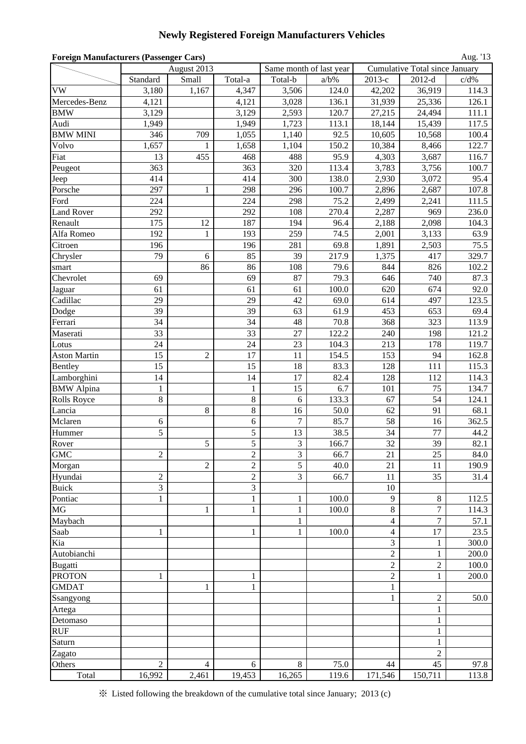# Newly Registered Foreign Manufacturers Vehicles

**Foreign Manufacturers (Passenger Cars)**

Aug. '13

| | August 2013 | | | Same month of last year | | Cumulative Total since January | | |
|---|---|---|---|---|---|---|---|---|
| | Standard | Small | Total-a | Total-b | a/b% | 2013-c | 2012-d | c/d% |
| VW | 3,180 | 1,167 | 4,347 | 3,506 | 124.0 | 42,202 | 36,919 | 114.3 |
| Mercedes-Benz | 4,121 | | 4,121 | 3,028 | 136.1 | 31,939 | 25,336 | 126.1 |
| BMW | 3,129 | | 3,129 | 2,593 | 120.7 | 27,215 | 24,494 | 111.1 |
| Audi | 1,949 | | 1,949 | 1,723 | 113.1 | 18,144 | 15,439 | 117.5 |
| BMW MINI | 346 | 709 | 1,055 | 1,140 | 92.5 | 10,605 | 10,568 | 100.4 |
| Volvo | 1,657 | 1 | 1,658 | 1,104 | 150.2 | 10,384 | 8,466 | 122.7 |
| Fiat | 13 | 455 | 468 | 488 | 95.9 | 4,303 | 3,687 | 116.7 |
| Peugeot | 363 | | 363 | 320 | 113.4 | 3,783 | 3,756 | 100.7 |
| Jeep | 414 | | 414 | 300 | 138.0 | 2,930 | 3,072 | 95.4 |
| Porsche | 297 | 1 | 298 | 296 | 100.7 | 2,896 | 2,687 | 107.8 |
| Ford | 224 | | 224 | 298 | 75.2 | 2,499 | 2,241 | 111.5 |
| Land Rover | 292 | | 292 | 108 | 270.4 | 2,287 | 969 | 236.0 |
| Renault | 175 | 12 | 187 | 194 | 96.4 | 2,188 | 2,098 | 104.3 |
| Alfa Romeo | 192 | 1 | 193 | 259 | 74.5 | 2,001 | 3,133 | 63.9 |
| Citroen | 196 | | 196 | 281 | 69.8 | 1,891 | 2,503 | 75.5 |
| Chrysler | 79 | 6 | 85 | 39 | 217.9 | 1,375 | 417 | 329.7 |
| smart | | 86 | 86 | 108 | 79.6 | 844 | 826 | 102.2 |
| Chevrolet | 69 | | 69 | 87 | 79.3 | 646 | 740 | 87.3 |
| Jaguar | 61 | | 61 | 61 | 100.0 | 620 | 674 | 92.0 |
| Cadillac | 29 | | 29 | 42 | 69.0 | 614 | 497 | 123.5 |
| Dodge | 39 | | 39 | 63 | 61.9 | 453 | 653 | 69.4 |
| Ferrari | 34 | | 34 | 48 | 70.8 | 368 | 323 | 113.9 |
| Maserati | 33 | | 33 | 27 | 122.2 | 240 | 198 | 121.2 |
| Lotus | 24 | | 24 | 23 | 104.3 | 213 | 178 | 119.7 |
| Aston Martin | 15 | 2 | 17 | 11 | 154.5 | 153 | 94 | 162.8 |
| Bentley | 15 | | 15 | 18 | 83.3 | 128 | 111 | 115.3 |
| Lamborghini | 14 | | 14 | 17 | 82.4 | 128 | 112 | 114.3 |
| BMW Alpina | 1 | | 1 | 15 | 6.7 | 101 | 75 | 134.7 |
| Rolls Royce | 8 | | 8 | 6 | 133.3 | 67 | 54 | 124.1 |
| Lancia | | 8 | 8 | 16 | 50.0 | 62 | 91 | 68.1 |
| Mclaren | 6 | | 6 | 7 | 85.7 | 58 | 16 | 362.5 |
| Hummer | 5 | | 5 | 13 | 38.5 | 34 | 77 | 44.2 |
| Rover | | 5 | 5 | 3 | 166.7 | 32 | 39 | 82.1 |
| GMC | 2 | | 2 | 3 | 66.7 | 21 | 25 | 84.0 |
| Morgan | | 2 | 2 | 5 | 40.0 | 21 | 11 | 190.9 |
| Hyundai | 2 | | 2 | 3 | 66.7 | 11 | 35 | 31.4 |
| Buick | 3 | | 3 | | | 10 | | |
| Pontiac | 1 | | 1 | 1 | 100.0 | 9 | 8 | 112.5 |
| MG | | 1 | 1 | 1 | 100.0 | 8 | 7 | 114.3 |
| Maybach | | | | 1 | | 4 | 7 | 57.1 |
| Saab | 1 | | 1 | 1 | 100.0 | 4 | 17 | 23.5 |
| Kia | | | | | | 3 | 1 | 300.0 |
| Autobianchi | | | | | | 2 | 1 | 200.0 |
| Bugatti | | | | | | 2 | 2 | 100.0 |
| PROTON | 1 | | 1 | | | 2 | 1 | 200.0 |
| GMDAT | | 1 | 1 | | | 1 | | |
| Ssangyong | | | | | | 1 | 2 | 50.0 |
| Artega | | | | | | | 1 | |
| Detomaso | | | | | | | 1 | |
| RUF | | | | | | | 1 | |
| Saturn | | | | | | | 1 | |
| Zagato | | | | | | | 2 | |
| Others | 2 | 4 | 6 | 8 | 75.0 | 44 | 45 | 97.8 |
| Total | 16,992 | 2,461 | 19,453 | 16,265 | 119.6 | 171,546 | 150,711 | 113.8 |

※ Listed following the breakdown of the cumulative total since January; 2013 (c)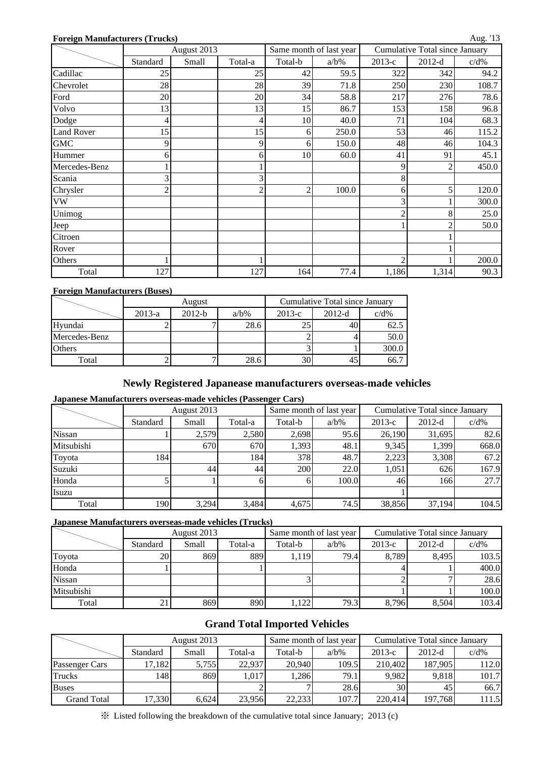**Foreign Manufacturers (Trucks)**

Aug. '13

| | August 2013 | | | Same month of last year | | Cumulative Total since January | | |
|---|---|---|---|---|---|---|---|---|
| | Standard | Small | Total-a | Total-b | a/b% | 2013-c | 2012-d | c/d% |
| Cadillac | 25 | | 25 | 42 | 59.5 | 322 | 342 | 94.2 |
| Chevrolet | 28 | | 28 | 39 | 71.8 | 250 | 230 | 108.7 |
| Ford | 20 | | 20 | 34 | 58.8 | 217 | 276 | 78.6 |
| Volvo | 13 | | 13 | 15 | 86.7 | 153 | 158 | 96.8 |
| Dodge | 4 | | 4 | 10 | 40.0 | 71 | 104 | 68.3 |
| Land Rover | 15 | | 15 | 6 | 250.0 | 53 | 46 | 115.2 |
| GMC | 9 | | 9 | 6 | 150.0 | 48 | 46 | 104.3 |
| Hummer | 6 | | 6 | 10 | 60.0 | 41 | 91 | 45.1 |
| Mercedes-Benz | 1 | | 1 | | | 9 | 2 | 450.0 |
| Scania | 3 | | 3 | | | 8 | | |
| Chrysler | 2 | | 2 | 2 | 100.0 | 6 | 5 | 120.0 |
| VW | | | | | | 3 | 1 | 300.0 |
| Unimog | | | | | | 2 | 8 | 25.0 |
| Jeep | | | | | | 1 | 2 | 50.0 |
| Citroen | | | | | | | 1 | |
| Rover | | | | | | | 1 | |
| Others | 1 | | 1 | | | 2 | 1 | 200.0 |
| Total | 127 | | 127 | 164 | 77.4 | 1,186 | 1,314 | 90.3 |

**Foreign Manufacturers (Buses)**

| | August | | | Cumulative Total since January | | |
|---|---|---|---|---|---|---|
| | 2013-a | 2012-b | a/b% | 2013-c | 2012-d | c/d% |
| Hyundai | 2 | 7 | 28.6 | 25 | 40 | 62.5 |
| Mercedes-Benz | | | | 2 | 4 | 50.0 |
| Others | | | | 3 | 1 | 300.0 |
| Total | 2 | 7 | 28.6 | 30 | 45 | 66.7 |

## Newly Registered Japanease manufacturers overseas-made vehicles

**Japanese Manufacturers overseas-made vehicles (Passenger Cars)**

| | August 2013 | | | Same month of last year | | Cumulative Total since January | | |
|---|---|---|---|---|---|---|---|---|
| | Standard | Small | Total-a | Total-b | a/b% | 2013-c | 2012-d | c/d% |
| Nissan | 1 | 2,579 | 2,580 | 2,698 | 95.6 | 26,190 | 31,695 | 82.6 |
| Mitsubishi | | 670 | 670 | 1,393 | 48.1 | 9,345 | 1,399 | 668.0 |
| Toyota | 184 | | 184 | 378 | 48.7 | 2,223 | 3,308 | 67.2 |
| Suzuki | | 44 | 44 | 200 | 22.0 | 1,051 | 626 | 167.9 |
| Honda | 5 | 1 | 6 | 6 | 100.0 | 46 | 166 | 27.7 |
| Isuzu | | | | | | 1 | | |
| Total | 190 | 3,294 | 3,484 | 4,675 | 74.5 | 38,856 | 37,194 | 104.5 |

**Japanese Manufacturers overseas-made vehicles (Trucks)**

| | August 2013 | | | Same month of last year | | Cumulative Total since January | | |
|---|---|---|---|---|---|---|---|---|
| | Standard | Small | Total-a | Total-b | a/b% | 2013-c | 2012-d | c/d% |
| Toyota | 20 | 869 | 889 | 1,119 | 79.4 | 8,789 | 8,495 | 103.5 |
| Honda | 1 | | 1 | | | 4 | 1 | 400.0 |
| Nissan | | | | 3 | | 2 | 7 | 28.6 |
| Mitsubishi | | | | | | 1 | 1 | 100.0 |
| Total | 21 | 869 | 890 | 1,122 | 79.3 | 8,796 | 8,504 | 103.4 |

## Grand Total Imported Vehicles

| | August 2013 | | | Same month of last year | | Cumulative Total since January | | |
|---|---|---|---|---|---|---|---|---|
| | Standard | Small | Total-a | Total-b | a/b% | 2013-c | 2012-d | c/d% |
| Passenger Cars | 17,182 | 5,755 | 22,937 | 20,940 | 109.5 | 210,402 | 187,905 | 112.0 |
| Trucks | 148 | 869 | 1,017 | 1,286 | 79.1 | 9,982 | 9,818 | 101.7 |
| Buses | | | 2 | 7 | 28.6 | 30 | 45 | 66.7 |
| Grand Total | 17,330 | 6,624 | 23,956 | 22,233 | 107.7 | 220,414 | 197,768 | 111.5 |

※ Listed following the breakdown of the cumulative total since January; 2013 (c)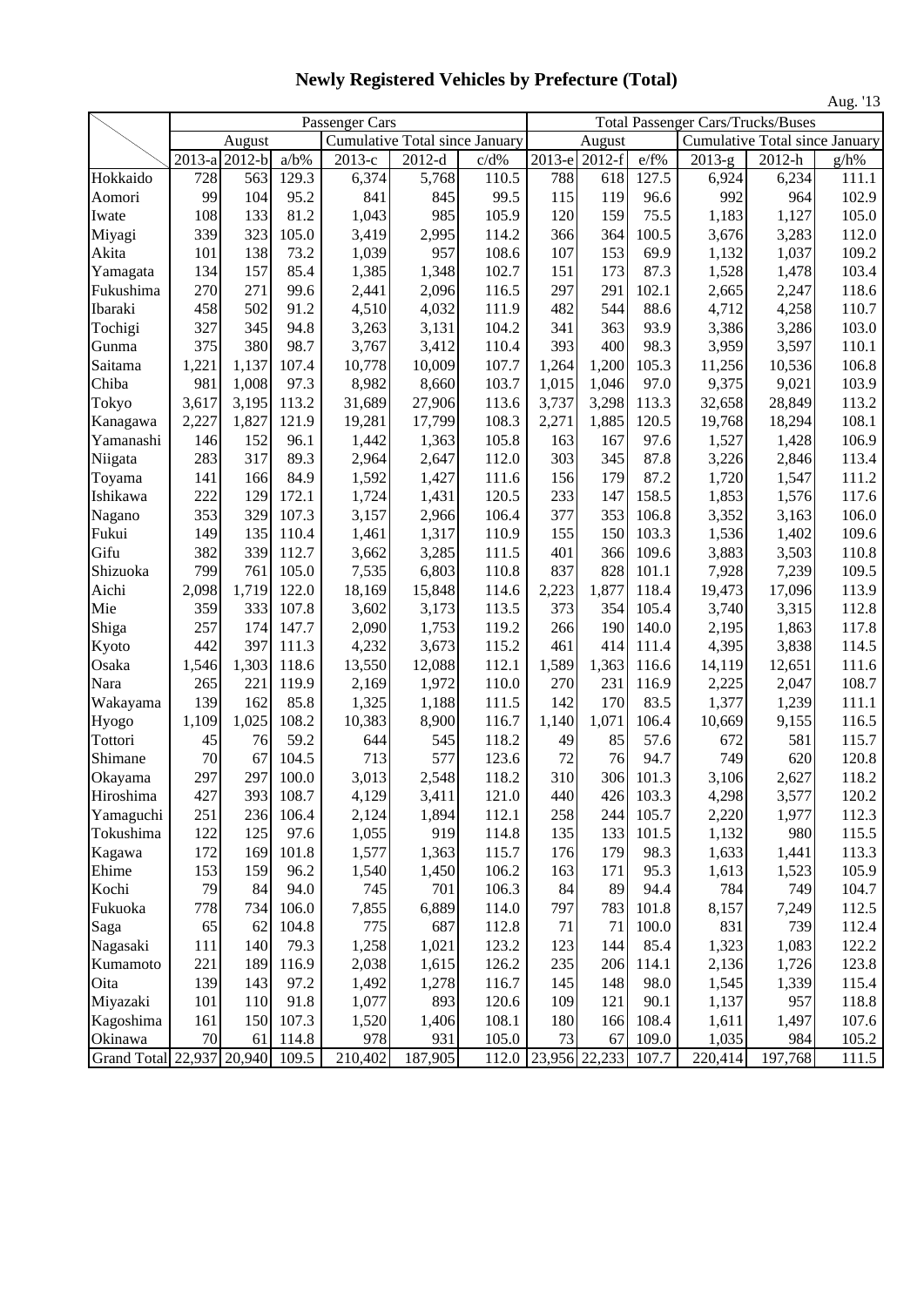# Newly Registered Vehicles by Prefecture (Total)

Aug. '13

| | Passenger Cars | | | | | | Total Passenger Cars/Trucks/Buses | | | | | |
|---|---|---|---|---|---|---|---|---|---|---|---|---|
| | August | | | Cumulative Total since January | | | August | | | Cumulative Total since January | | |
| | 2013-a | 2012-b | a/b% | 2013-c | 2012-d | c/d% | 2013-e | 2012-f | e/f% | 2013-g | 2012-h | g/h% |
| Hokkaido | 728 | 563 | 129.3 | 6,374 | 5,768 | 110.5 | 788 | 618 | 127.5 | 6,924 | 6,234 | 111.1 |
| Aomori | 99 | 104 | 95.2 | 841 | 845 | 99.5 | 115 | 119 | 96.6 | 992 | 964 | 102.9 |
| Iwate | 108 | 133 | 81.2 | 1,043 | 985 | 105.9 | 120 | 159 | 75.5 | 1,183 | 1,127 | 105.0 |
| Miyagi | 339 | 323 | 105.0 | 3,419 | 2,995 | 114.2 | 366 | 364 | 100.5 | 3,676 | 3,283 | 112.0 |
| Akita | 101 | 138 | 73.2 | 1,039 | 957 | 108.6 | 107 | 153 | 69.9 | 1,132 | 1,037 | 109.2 |
| Yamagata | 134 | 157 | 85.4 | 1,385 | 1,348 | 102.7 | 151 | 173 | 87.3 | 1,528 | 1,478 | 103.4 |
| Fukushima | 270 | 271 | 99.6 | 2,441 | 2,096 | 116.5 | 297 | 291 | 102.1 | 2,665 | 2,247 | 118.6 |
| Ibaraki | 458 | 502 | 91.2 | 4,510 | 4,032 | 111.9 | 482 | 544 | 88.6 | 4,712 | 4,258 | 110.7 |
| Tochigi | 327 | 345 | 94.8 | 3,263 | 3,131 | 104.2 | 341 | 363 | 93.9 | 3,386 | 3,286 | 103.0 |
| Gunma | 375 | 380 | 98.7 | 3,767 | 3,412 | 110.4 | 393 | 400 | 98.3 | 3,959 | 3,597 | 110.1 |
| Saitama | 1,221 | 1,137 | 107.4 | 10,778 | 10,009 | 107.7 | 1,264 | 1,200 | 105.3 | 11,256 | 10,536 | 106.8 |
| Chiba | 981 | 1,008 | 97.3 | 8,982 | 8,660 | 103.7 | 1,015 | 1,046 | 97.0 | 9,375 | 9,021 | 103.9 |
| Tokyo | 3,617 | 3,195 | 113.2 | 31,689 | 27,906 | 113.6 | 3,737 | 3,298 | 113.3 | 32,658 | 28,849 | 113.2 |
| Kanagawa | 2,227 | 1,827 | 121.9 | 19,281 | 17,799 | 108.3 | 2,271 | 1,885 | 120.5 | 19,768 | 18,294 | 108.1 |
| Yamanashi | 146 | 152 | 96.1 | 1,442 | 1,363 | 105.8 | 163 | 167 | 97.6 | 1,527 | 1,428 | 106.9 |
| Niigata | 283 | 317 | 89.3 | 2,964 | 2,647 | 112.0 | 303 | 345 | 87.8 | 3,226 | 2,846 | 113.4 |
| Toyama | 141 | 166 | 84.9 | 1,592 | 1,427 | 111.6 | 156 | 179 | 87.2 | 1,720 | 1,547 | 111.2 |
| Ishikawa | 222 | 129 | 172.1 | 1,724 | 1,431 | 120.5 | 233 | 147 | 158.5 | 1,853 | 1,576 | 117.6 |
| Nagano | 353 | 329 | 107.3 | 3,157 | 2,966 | 106.4 | 377 | 353 | 106.8 | 3,352 | 3,163 | 106.0 |
| Fukui | 149 | 135 | 110.4 | 1,461 | 1,317 | 110.9 | 155 | 150 | 103.3 | 1,536 | 1,402 | 109.6 |
| Gifu | 382 | 339 | 112.7 | 3,662 | 3,285 | 111.5 | 401 | 366 | 109.6 | 3,883 | 3,503 | 110.8 |
| Shizuoka | 799 | 761 | 105.0 | 7,535 | 6,803 | 110.8 | 837 | 828 | 101.1 | 7,928 | 7,239 | 109.5 |
| Aichi | 2,098 | 1,719 | 122.0 | 18,169 | 15,848 | 114.6 | 2,223 | 1,877 | 118.4 | 19,473 | 17,096 | 113.9 |
| Mie | 359 | 333 | 107.8 | 3,602 | 3,173 | 113.5 | 373 | 354 | 105.4 | 3,740 | 3,315 | 112.8 |
| Shiga | 257 | 174 | 147.7 | 2,090 | 1,753 | 119.2 | 266 | 190 | 140.0 | 2,195 | 1,863 | 117.8 |
| Kyoto | 442 | 397 | 111.3 | 4,232 | 3,673 | 115.2 | 461 | 414 | 111.4 | 4,395 | 3,838 | 114.5 |
| Osaka | 1,546 | 1,303 | 118.6 | 13,550 | 12,088 | 112.1 | 1,589 | 1,363 | 116.6 | 14,119 | 12,651 | 111.6 |
| Nara | 265 | 221 | 119.9 | 2,169 | 1,972 | 110.0 | 270 | 231 | 116.9 | 2,225 | 2,047 | 108.7 |
| Wakayama | 139 | 162 | 85.8 | 1,325 | 1,188 | 111.5 | 142 | 170 | 83.5 | 1,377 | 1,239 | 111.1 |
| Hyogo | 1,109 | 1,025 | 108.2 | 10,383 | 8,900 | 116.7 | 1,140 | 1,071 | 106.4 | 10,669 | 9,155 | 116.5 |
| Tottori | 45 | 76 | 59.2 | 644 | 545 | 118.2 | 49 | 85 | 57.6 | 672 | 581 | 115.7 |
| Shimane | 70 | 67 | 104.5 | 713 | 577 | 123.6 | 72 | 76 | 94.7 | 749 | 620 | 120.8 |
| Okayama | 297 | 297 | 100.0 | 3,013 | 2,548 | 118.2 | 310 | 306 | 101.3 | 3,106 | 2,627 | 118.2 |
| Hiroshima | 427 | 393 | 108.7 | 4,129 | 3,411 | 121.0 | 440 | 426 | 103.3 | 4,298 | 3,577 | 120.2 |
| Yamaguchi | 251 | 236 | 106.4 | 2,124 | 1,894 | 112.1 | 258 | 244 | 105.7 | 2,220 | 1,977 | 112.3 |
| Tokushima | 122 | 125 | 97.6 | 1,055 | 919 | 114.8 | 135 | 133 | 101.5 | 1,132 | 980 | 115.5 |
| Kagawa | 172 | 169 | 101.8 | 1,577 | 1,363 | 115.7 | 176 | 179 | 98.3 | 1,633 | 1,441 | 113.3 |
| Ehime | 153 | 159 | 96.2 | 1,540 | 1,450 | 106.2 | 163 | 171 | 95.3 | 1,613 | 1,523 | 105.9 |
| Kochi | 79 | 84 | 94.0 | 745 | 701 | 106.3 | 84 | 89 | 94.4 | 784 | 749 | 104.7 |
| Fukuoka | 778 | 734 | 106.0 | 7,855 | 6,889 | 114.0 | 797 | 783 | 101.8 | 8,157 | 7,249 | 112.5 |
| Saga | 65 | 62 | 104.8 | 775 | 687 | 112.8 | 71 | 71 | 100.0 | 831 | 739 | 112.4 |
| Nagasaki | 111 | 140 | 79.3 | 1,258 | 1,021 | 123.2 | 123 | 144 | 85.4 | 1,323 | 1,083 | 122.2 |
| Kumamoto | 221 | 189 | 116.9 | 2,038 | 1,615 | 126.2 | 235 | 206 | 114.1 | 2,136 | 1,726 | 123.8 |
| Oita | 139 | 143 | 97.2 | 1,492 | 1,278 | 116.7 | 145 | 148 | 98.0 | 1,545 | 1,339 | 115.4 |
| Miyazaki | 101 | 110 | 91.8 | 1,077 | 893 | 120.6 | 109 | 121 | 90.1 | 1,137 | 957 | 118.8 |
| Kagoshima | 161 | 150 | 107.3 | 1,520 | 1,406 | 108.1 | 180 | 166 | 108.4 | 1,611 | 1,497 | 107.6 |
| Okinawa | 70 | 61 | 114.8 | 978 | 931 | 105.0 | 73 | 67 | 109.0 | 1,035 | 984 | 105.2 |
| Grand Total | 22,937 | 20,940 | 109.5 | 210,402 | 187,905 | 112.0 | 23,956 | 22,233 | 107.7 | 220,414 | 197,768 | 111.5 |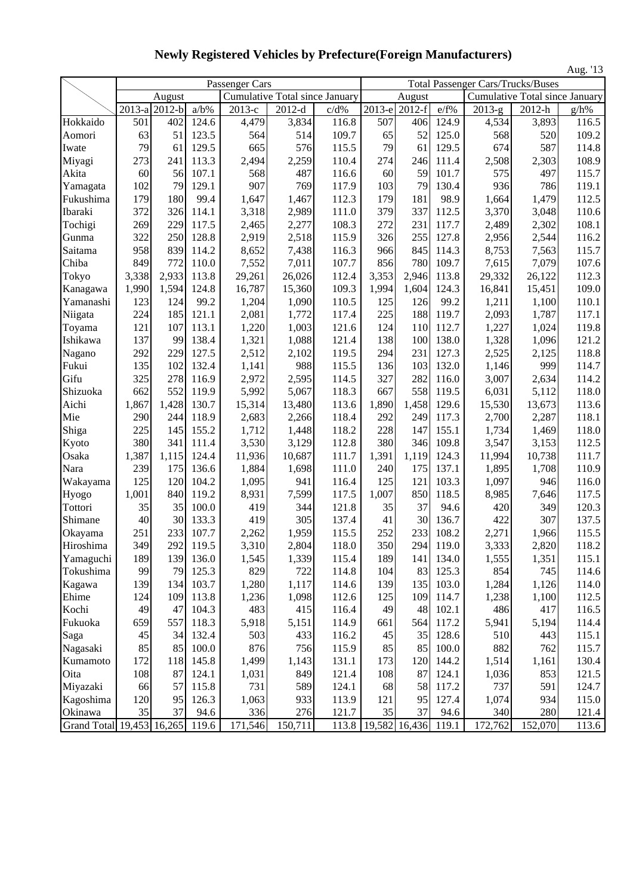# Newly Registered Vehicles by Prefecture(Foreign Manufacturers)

Aug. '13

| | Passenger Cars | | | | | | Total Passenger Cars/Trucks/Buses | | | | | |
|---|---|---|---|---|---|---|---|---|---|---|---|---|
| | August | | | Cumulative Total since January | | | August | | | Cumulative Total since January | | |
| | 2013-a | 2012-b | a/b% | 2013-c | 2012-d | c/d% | 2013-e | 2012-f | e/f% | 2013-g | 2012-h | g/h% |
| Hokkaido | 501 | 402 | 124.6 | 4,479 | 3,834 | 116.8 | 507 | 406 | 124.9 | 4,534 | 3,893 | 116.5 |
| Aomori | 63 | 51 | 123.5 | 564 | 514 | 109.7 | 65 | 52 | 125.0 | 568 | 520 | 109.2 |
| Iwate | 79 | 61 | 129.5 | 665 | 576 | 115.5 | 79 | 61 | 129.5 | 674 | 587 | 114.8 |
| Miyagi | 273 | 241 | 113.3 | 2,494 | 2,259 | 110.4 | 274 | 246 | 111.4 | 2,508 | 2,303 | 108.9 |
| Akita | 60 | 56 | 107.1 | 568 | 487 | 116.6 | 60 | 59 | 101.7 | 575 | 497 | 115.7 |
| Yamagata | 102 | 79 | 129.1 | 907 | 769 | 117.9 | 103 | 79 | 130.4 | 936 | 786 | 119.1 |
| Fukushima | 179 | 180 | 99.4 | 1,647 | 1,467 | 112.3 | 179 | 181 | 98.9 | 1,664 | 1,479 | 112.5 |
| Ibaraki | 372 | 326 | 114.1 | 3,318 | 2,989 | 111.0 | 379 | 337 | 112.5 | 3,370 | 3,048 | 110.6 |
| Tochigi | 269 | 229 | 117.5 | 2,465 | 2,277 | 108.3 | 272 | 231 | 117.7 | 2,489 | 2,302 | 108.1 |
| Gunma | 322 | 250 | 128.8 | 2,919 | 2,518 | 115.9 | 326 | 255 | 127.8 | 2,956 | 2,544 | 116.2 |
| Saitama | 958 | 839 | 114.2 | 8,652 | 7,438 | 116.3 | 966 | 845 | 114.3 | 8,753 | 7,563 | 115.7 |
| Chiba | 849 | 772 | 110.0 | 7,552 | 7,011 | 107.7 | 856 | 780 | 109.7 | 7,615 | 7,079 | 107.6 |
| Tokyo | 3,338 | 2,933 | 113.8 | 29,261 | 26,026 | 112.4 | 3,353 | 2,946 | 113.8 | 29,332 | 26,122 | 112.3 |
| Kanagawa | 1,990 | 1,594 | 124.8 | 16,787 | 15,360 | 109.3 | 1,994 | 1,604 | 124.3 | 16,841 | 15,451 | 109.0 |
| Yamanashi | 123 | 124 | 99.2 | 1,204 | 1,090 | 110.5 | 125 | 126 | 99.2 | 1,211 | 1,100 | 110.1 |
| Niigata | 224 | 185 | 121.1 | 2,081 | 1,772 | 117.4 | 225 | 188 | 119.7 | 2,093 | 1,787 | 117.1 |
| Toyama | 121 | 107 | 113.1 | 1,220 | 1,003 | 121.6 | 124 | 110 | 112.7 | 1,227 | 1,024 | 119.8 |
| Ishikawa | 137 | 99 | 138.4 | 1,321 | 1,088 | 121.4 | 138 | 100 | 138.0 | 1,328 | 1,096 | 121.2 |
| Nagano | 292 | 229 | 127.5 | 2,512 | 2,102 | 119.5 | 294 | 231 | 127.3 | 2,525 | 2,125 | 118.8 |
| Fukui | 135 | 102 | 132.4 | 1,141 | 988 | 115.5 | 136 | 103 | 132.0 | 1,146 | 999 | 114.7 |
| Gifu | 325 | 278 | 116.9 | 2,972 | 2,595 | 114.5 | 327 | 282 | 116.0 | 3,007 | 2,634 | 114.2 |
| Shizuoka | 662 | 552 | 119.9 | 5,992 | 5,067 | 118.3 | 667 | 558 | 119.5 | 6,031 | 5,112 | 118.0 |
| Aichi | 1,867 | 1,428 | 130.7 | 15,314 | 13,480 | 113.6 | 1,890 | 1,458 | 129.6 | 15,530 | 13,673 | 113.6 |
| Mie | 290 | 244 | 118.9 | 2,683 | 2,266 | 118.4 | 292 | 249 | 117.3 | 2,700 | 2,287 | 118.1 |
| Shiga | 225 | 145 | 155.2 | 1,712 | 1,448 | 118.2 | 228 | 147 | 155.1 | 1,734 | 1,469 | 118.0 |
| Kyoto | 380 | 341 | 111.4 | 3,530 | 3,129 | 112.8 | 380 | 346 | 109.8 | 3,547 | 3,153 | 112.5 |
| Osaka | 1,387 | 1,115 | 124.4 | 11,936 | 10,687 | 111.7 | 1,391 | 1,119 | 124.3 | 11,994 | 10,738 | 111.7 |
| Nara | 239 | 175 | 136.6 | 1,884 | 1,698 | 111.0 | 240 | 175 | 137.1 | 1,895 | 1,708 | 110.9 |
| Wakayama | 125 | 120 | 104.2 | 1,095 | 941 | 116.4 | 125 | 121 | 103.3 | 1,097 | 946 | 116.0 |
| Hyogo | 1,001 | 840 | 119.2 | 8,931 | 7,599 | 117.5 | 1,007 | 850 | 118.5 | 8,985 | 7,646 | 117.5 |
| Tottori | 35 | 35 | 100.0 | 419 | 344 | 121.8 | 35 | 37 | 94.6 | 420 | 349 | 120.3 |
| Shimane | 40 | 30 | 133.3 | 419 | 305 | 137.4 | 41 | 30 | 136.7 | 422 | 307 | 137.5 |
| Okayama | 251 | 233 | 107.7 | 2,262 | 1,959 | 115.5 | 252 | 233 | 108.2 | 2,271 | 1,966 | 115.5 |
| Hiroshima | 349 | 292 | 119.5 | 3,310 | 2,804 | 118.0 | 350 | 294 | 119.0 | 3,333 | 2,820 | 118.2 |
| Yamaguchi | 189 | 139 | 136.0 | 1,545 | 1,339 | 115.4 | 189 | 141 | 134.0 | 1,555 | 1,351 | 115.1 |
| Tokushima | 99 | 79 | 125.3 | 829 | 722 | 114.8 | 104 | 83 | 125.3 | 854 | 745 | 114.6 |
| Kagawa | 139 | 134 | 103.7 | 1,280 | 1,117 | 114.6 | 139 | 135 | 103.0 | 1,284 | 1,126 | 114.0 |
| Ehime | 124 | 109 | 113.8 | 1,236 | 1,098 | 112.6 | 125 | 109 | 114.7 | 1,238 | 1,100 | 112.5 |
| Kochi | 49 | 47 | 104.3 | 483 | 415 | 116.4 | 49 | 48 | 102.1 | 486 | 417 | 116.5 |
| Fukuoka | 659 | 557 | 118.3 | 5,918 | 5,151 | 114.9 | 661 | 564 | 117.2 | 5,941 | 5,194 | 114.4 |
| Saga | 45 | 34 | 132.4 | 503 | 433 | 116.2 | 45 | 35 | 128.6 | 510 | 443 | 115.1 |
| Nagasaki | 85 | 85 | 100.0 | 876 | 756 | 115.9 | 85 | 85 | 100.0 | 882 | 762 | 115.7 |
| Kumamoto | 172 | 118 | 145.8 | 1,499 | 1,143 | 131.1 | 173 | 120 | 144.2 | 1,514 | 1,161 | 130.4 |
| Oita | 108 | 87 | 124.1 | 1,031 | 849 | 121.4 | 108 | 87 | 124.1 | 1,036 | 853 | 121.5 |
| Miyazaki | 66 | 57 | 115.8 | 731 | 589 | 124.1 | 68 | 58 | 117.2 | 737 | 591 | 124.7 |
| Kagoshima | 120 | 95 | 126.3 | 1,063 | 933 | 113.9 | 121 | 95 | 127.4 | 1,074 | 934 | 115.0 |
| Okinawa | 35 | 37 | 94.6 | 336 | 276 | 121.7 | 35 | 37 | 94.6 | 340 | 280 | 121.4 |
| Grand Total | 19,453 | 16,265 | 119.6 | 171,546 | 150,711 | 113.8 | 19,582 | 16,436 | 119.1 | 172,762 | 152,070 | 113.6 |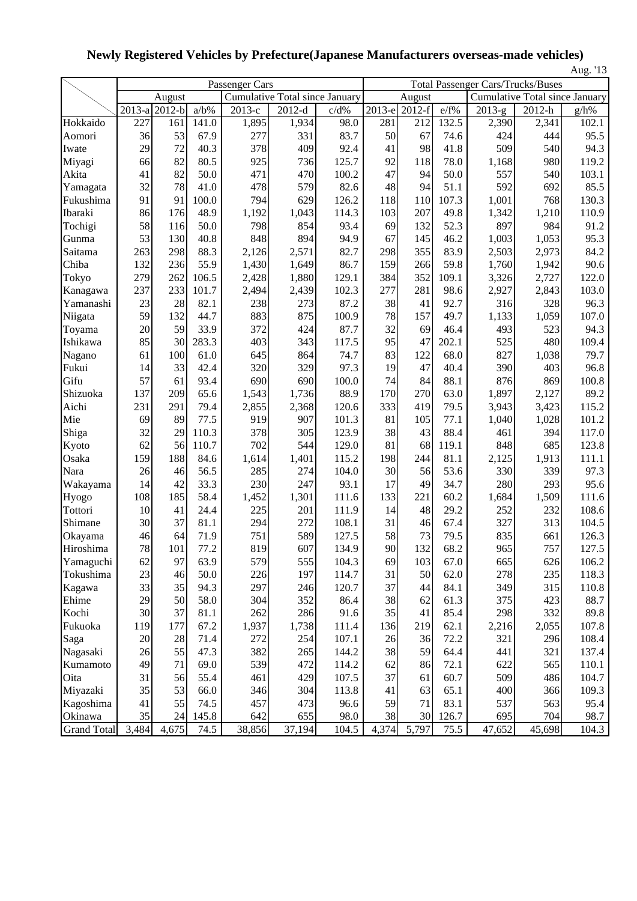# Newly Registered Vehicles by Prefecture(Japanese Manufacturers overseas-made vehicles)

Aug. '13

| | Passenger Cars | | | | | | Total Passenger Cars/Trucks/Buses | | | | | |
|---|---|---|---|---|---|---|---|---|---|---|---|---|
| | August | | | Cumulative Total since January | | | August | | | Cumulative Total since January | | |
| | 2013-a | 2012-b | a/b% | 2013-c | 2012-d | c/d% | 2013-e | 2012-f | e/f% | 2013-g | 2012-h | g/h% |
| Hokkaido | 227 | 161 | 141.0 | 1,895 | 1,934 | 98.0 | 281 | 212 | 132.5 | 2,390 | 2,341 | 102.1 |
| Aomori | 36 | 53 | 67.9 | 277 | 331 | 83.7 | 50 | 67 | 74.6 | 424 | 444 | 95.5 |
| Iwate | 29 | 72 | 40.3 | 378 | 409 | 92.4 | 41 | 98 | 41.8 | 509 | 540 | 94.3 |
| Miyagi | 66 | 82 | 80.5 | 925 | 736 | 125.7 | 92 | 118 | 78.0 | 1,168 | 980 | 119.2 |
| Akita | 41 | 82 | 50.0 | 471 | 470 | 100.2 | 47 | 94 | 50.0 | 557 | 540 | 103.1 |
| Yamagata | 32 | 78 | 41.0 | 478 | 579 | 82.6 | 48 | 94 | 51.1 | 592 | 692 | 85.5 |
| Fukushima | 91 | 91 | 100.0 | 794 | 629 | 126.2 | 118 | 110 | 107.3 | 1,001 | 768 | 130.3 |
| Ibaraki | 86 | 176 | 48.9 | 1,192 | 1,043 | 114.3 | 103 | 207 | 49.8 | 1,342 | 1,210 | 110.9 |
| Tochigi | 58 | 116 | 50.0 | 798 | 854 | 93.4 | 69 | 132 | 52.3 | 897 | 984 | 91.2 |
| Gunma | 53 | 130 | 40.8 | 848 | 894 | 94.9 | 67 | 145 | 46.2 | 1,003 | 1,053 | 95.3 |
| Saitama | 263 | 298 | 88.3 | 2,126 | 2,571 | 82.7 | 298 | 355 | 83.9 | 2,503 | 2,973 | 84.2 |
| Chiba | 132 | 236 | 55.9 | 1,430 | 1,649 | 86.7 | 159 | 266 | 59.8 | 1,760 | 1,942 | 90.6 |
| Tokyo | 279 | 262 | 106.5 | 2,428 | 1,880 | 129.1 | 384 | 352 | 109.1 | 3,326 | 2,727 | 122.0 |
| Kanagawa | 237 | 233 | 101.7 | 2,494 | 2,439 | 102.3 | 277 | 281 | 98.6 | 2,927 | 2,843 | 103.0 |
| Yamanashi | 23 | 28 | 82.1 | 238 | 273 | 87.2 | 38 | 41 | 92.7 | 316 | 328 | 96.3 |
| Niigata | 59 | 132 | 44.7 | 883 | 875 | 100.9 | 78 | 157 | 49.7 | 1,133 | 1,059 | 107.0 |
| Toyama | 20 | 59 | 33.9 | 372 | 424 | 87.7 | 32 | 69 | 46.4 | 493 | 523 | 94.3 |
| Ishikawa | 85 | 30 | 283.3 | 403 | 343 | 117.5 | 95 | 47 | 202.1 | 525 | 480 | 109.4 |
| Nagano | 61 | 100 | 61.0 | 645 | 864 | 74.7 | 83 | 122 | 68.0 | 827 | 1,038 | 79.7 |
| Fukui | 14 | 33 | 42.4 | 320 | 329 | 97.3 | 19 | 47 | 40.4 | 390 | 403 | 96.8 |
| Gifu | 57 | 61 | 93.4 | 690 | 690 | 100.0 | 74 | 84 | 88.1 | 876 | 869 | 100.8 |
| Shizuoka | 137 | 209 | 65.6 | 1,543 | 1,736 | 88.9 | 170 | 270 | 63.0 | 1,897 | 2,127 | 89.2 |
| Aichi | 231 | 291 | 79.4 | 2,855 | 2,368 | 120.6 | 333 | 419 | 79.5 | 3,943 | 3,423 | 115.2 |
| Mie | 69 | 89 | 77.5 | 919 | 907 | 101.3 | 81 | 105 | 77.1 | 1,040 | 1,028 | 101.2 |
| Shiga | 32 | 29 | 110.3 | 378 | 305 | 123.9 | 38 | 43 | 88.4 | 461 | 394 | 117.0 |
| Kyoto | 62 | 56 | 110.7 | 702 | 544 | 129.0 | 81 | 68 | 119.1 | 848 | 685 | 123.8 |
| Osaka | 159 | 188 | 84.6 | 1,614 | 1,401 | 115.2 | 198 | 244 | 81.1 | 2,125 | 1,913 | 111.1 |
| Nara | 26 | 46 | 56.5 | 285 | 274 | 104.0 | 30 | 56 | 53.6 | 330 | 339 | 97.3 |
| Wakayama | 14 | 42 | 33.3 | 230 | 247 | 93.1 | 17 | 49 | 34.7 | 280 | 293 | 95.6 |
| Hyogo | 108 | 185 | 58.4 | 1,452 | 1,301 | 111.6 | 133 | 221 | 60.2 | 1,684 | 1,509 | 111.6 |
| Tottori | 10 | 41 | 24.4 | 225 | 201 | 111.9 | 14 | 48 | 29.2 | 252 | 232 | 108.6 |
| Shimane | 30 | 37 | 81.1 | 294 | 272 | 108.1 | 31 | 46 | 67.4 | 327 | 313 | 104.5 |
| Okayama | 46 | 64 | 71.9 | 751 | 589 | 127.5 | 58 | 73 | 79.5 | 835 | 661 | 126.3 |
| Hiroshima | 78 | 101 | 77.2 | 819 | 607 | 134.9 | 90 | 132 | 68.2 | 965 | 757 | 127.5 |
| Yamaguchi | 62 | 97 | 63.9 | 579 | 555 | 104.3 | 69 | 103 | 67.0 | 665 | 626 | 106.2 |
| Tokushima | 23 | 46 | 50.0 | 226 | 197 | 114.7 | 31 | 50 | 62.0 | 278 | 235 | 118.3 |
| Kagawa | 33 | 35 | 94.3 | 297 | 246 | 120.7 | 37 | 44 | 84.1 | 349 | 315 | 110.8 |
| Ehime | 29 | 50 | 58.0 | 304 | 352 | 86.4 | 38 | 62 | 61.3 | 375 | 423 | 88.7 |
| Kochi | 30 | 37 | 81.1 | 262 | 286 | 91.6 | 35 | 41 | 85.4 | 298 | 332 | 89.8 |
| Fukuoka | 119 | 177 | 67.2 | 1,937 | 1,738 | 111.4 | 136 | 219 | 62.1 | 2,216 | 2,055 | 107.8 |
| Saga | 20 | 28 | 71.4 | 272 | 254 | 107.1 | 26 | 36 | 72.2 | 321 | 296 | 108.4 |
| Nagasaki | 26 | 55 | 47.3 | 382 | 265 | 144.2 | 38 | 59 | 64.4 | 441 | 321 | 137.4 |
| Kumamoto | 49 | 71 | 69.0 | 539 | 472 | 114.2 | 62 | 86 | 72.1 | 622 | 565 | 110.1 |
| Oita | 31 | 56 | 55.4 | 461 | 429 | 107.5 | 37 | 61 | 60.7 | 509 | 486 | 104.7 |
| Miyazaki | 35 | 53 | 66.0 | 346 | 304 | 113.8 | 41 | 63 | 65.1 | 400 | 366 | 109.3 |
| Kagoshima | 41 | 55 | 74.5 | 457 | 473 | 96.6 | 59 | 71 | 83.1 | 537 | 563 | 95.4 |
| Okinawa | 35 | 24 | 145.8 | 642 | 655 | 98.0 | 38 | 30 | 126.7 | 695 | 704 | 98.7 |
| Grand Total | 3,484 | 4,675 | 74.5 | 38,856 | 37,194 | 104.5 | 4,374 | 5,797 | 75.5 | 47,652 | 45,698 | 104.3 |